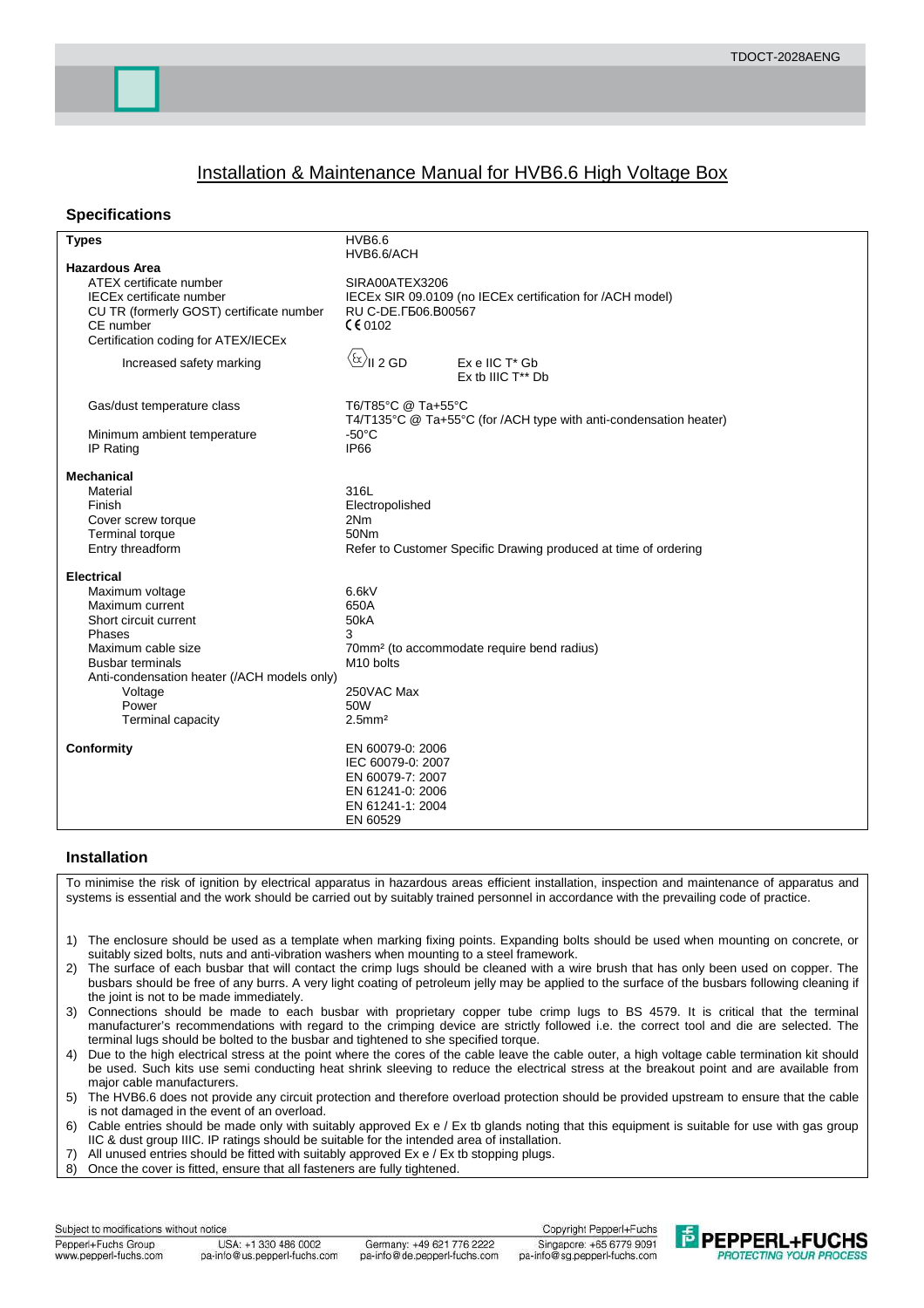# Installation & Maintenance Manual for HVB6.6 High Voltage Box

## Specifications

| | |
|---|---|
| **Types** | HVB6.6<br>HVB6.6/ACH |
| **Hazardous Area** | |
| ATEX certificate number | SIRA00ATEX3206 |
| IECEx certificate number | IECEx SIR 09.0109 (no IECEx certification for /ACH model) |
| CU TR (formerly GOST) certificate number | RU C-DE.ГБ06.B00567 |
| CE number | CE 0102 |
| Certification coding for ATEX/IECEx | |
| Increased safety marking | Ex II 2 GD — Ex e IIC T* Gb<br>Ex tb IIIC T** Db |
| Gas/dust temperature class | T6/T85°C @ Ta+55°C<br>T4/T135°C @ Ta+55°C (for /ACH type with anti-condensation heater) |
| Minimum ambient temperature | -50°C |
| IP Rating | IP66 |
| **Mechanical** | |
| Material | 316L |
| Finish | Electropolished |
| Cover screw torque | 2Nm |
| Terminal torque | 50Nm |
| Entry threadform | Refer to Customer Specific Drawing produced at time of ordering |
| **Electrical** | |
| Maximum voltage | 6.6kV |
| Maximum current | 650A |
| Short circuit current | 50kA |
| Phases | 3 |
| Maximum cable size | 70mm² (to accommodate require bend radius) |
| Busbar terminals | M10 bolts |
| Anti-condensation heater (/ACH models only) | |
| Voltage | 250VAC Max |
| Power | 50W |
| Terminal capacity | 2.5mm² |
| **Conformity** | EN 60079-0: 2006<br>IEC 60079-0: 2007<br>EN 60079-7: 2007<br>EN 61241-0: 2006<br>EN 61241-1: 2004<br>EN 60529 |

## Installation

To minimise the risk of ignition by electrical apparatus in hazardous areas efficient installation, inspection and maintenance of apparatus and systems is essential and the work should be carried out by suitably trained personnel in accordance with the prevailing code of practice.

1) The enclosure should be used as a template when marking fixing points. Expanding bolts should be used when mounting on concrete, or suitably sized bolts, nuts and anti-vibration washers when mounting to a steel framework.
2) The surface of each busbar that will contact the crimp lugs should be cleaned with a wire brush that has only been used on copper. The busbars should be free of any burrs. A very light coating of petroleum jelly may be applied to the surface of the busbars following cleaning if the joint is not to be made immediately.
3) Connections should be made to each busbar with proprietary copper tube crimp lugs to BS 4579. It is critical that the terminal manufacturer's recommendations with regard to the crimping device are strictly followed i.e. the correct tool and die are selected. The terminal lugs should be bolted to the busbar and tightened to she specified torque.
4) Due to the high electrical stress at the point where the cores of the cable leave the cable outer, a high voltage cable termination kit should be used. Such kits use semi conducting heat shrink sleeving to reduce the electrical stress at the breakout point and are available from major cable manufacturers.
5) The HVB6.6 does not provide any circuit protection and therefore overload protection should be provided upstream to ensure that the cable is not damaged in the event of an overload.
6) Cable entries should be made only with suitably approved Ex e / Ex tb glands noting that this equipment is suitable for use with gas group IIC & dust group IIIC. IP ratings should be suitable for the intended area of installation.
7) All unused entries should be fitted with suitably approved Ex e / Ex tb stopping plugs.
8) Once the cover is fitted, ensure that all fasteners are fully tightened.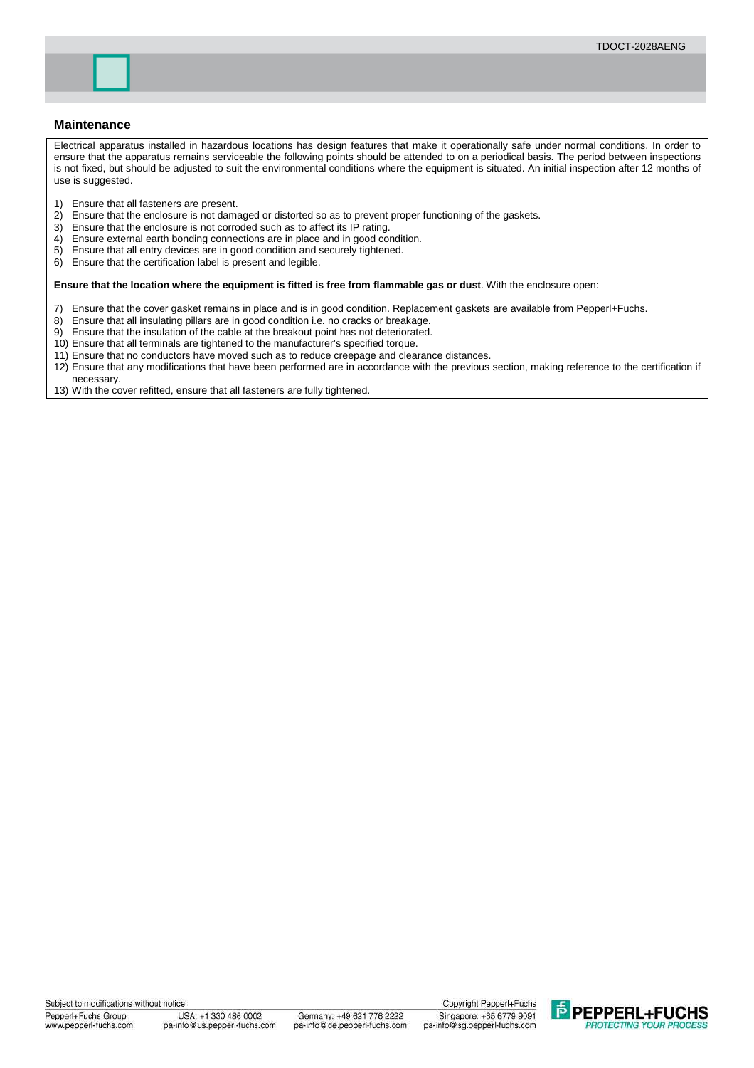## Maintenance

Electrical apparatus installed in hazardous locations has design features that make it operationally safe under normal conditions. In order to ensure that the apparatus remains serviceable the following points should be attended to on a periodical basis. The period between inspections is not fixed, but should be adjusted to suit the environmental conditions where the equipment is situated. An initial inspection after 12 months of use is suggested.

1) Ensure that all fasteners are present.
2) Ensure that the enclosure is not damaged or distorted so as to prevent proper functioning of the gaskets.
3) Ensure that the enclosure is not corroded such as to affect its IP rating.
4) Ensure external earth bonding connections are in place and in good condition.
5) Ensure that all entry devices are in good condition and securely tightened.
6) Ensure that the certification label is present and legible.

**Ensure that the location where the equipment is fitted is free from flammable gas or dust**. With the enclosure open:

7) Ensure that the cover gasket remains in place and is in good condition. Replacement gaskets are available from Pepperl+Fuchs.
8) Ensure that all insulating pillars are in good condition i.e. no cracks or breakage.
9) Ensure that the insulation of the cable at the breakout point has not deteriorated.
10) Ensure that all terminals are tightened to the manufacturer's specified torque.
11) Ensure that no conductors have moved such as to reduce creepage and clearance distances.
12) Ensure that any modifications that have been performed are in accordance with the previous section, making reference to the certification if necessary.
13) With the cover refitted, ensure that all fasteners are fully tightened.